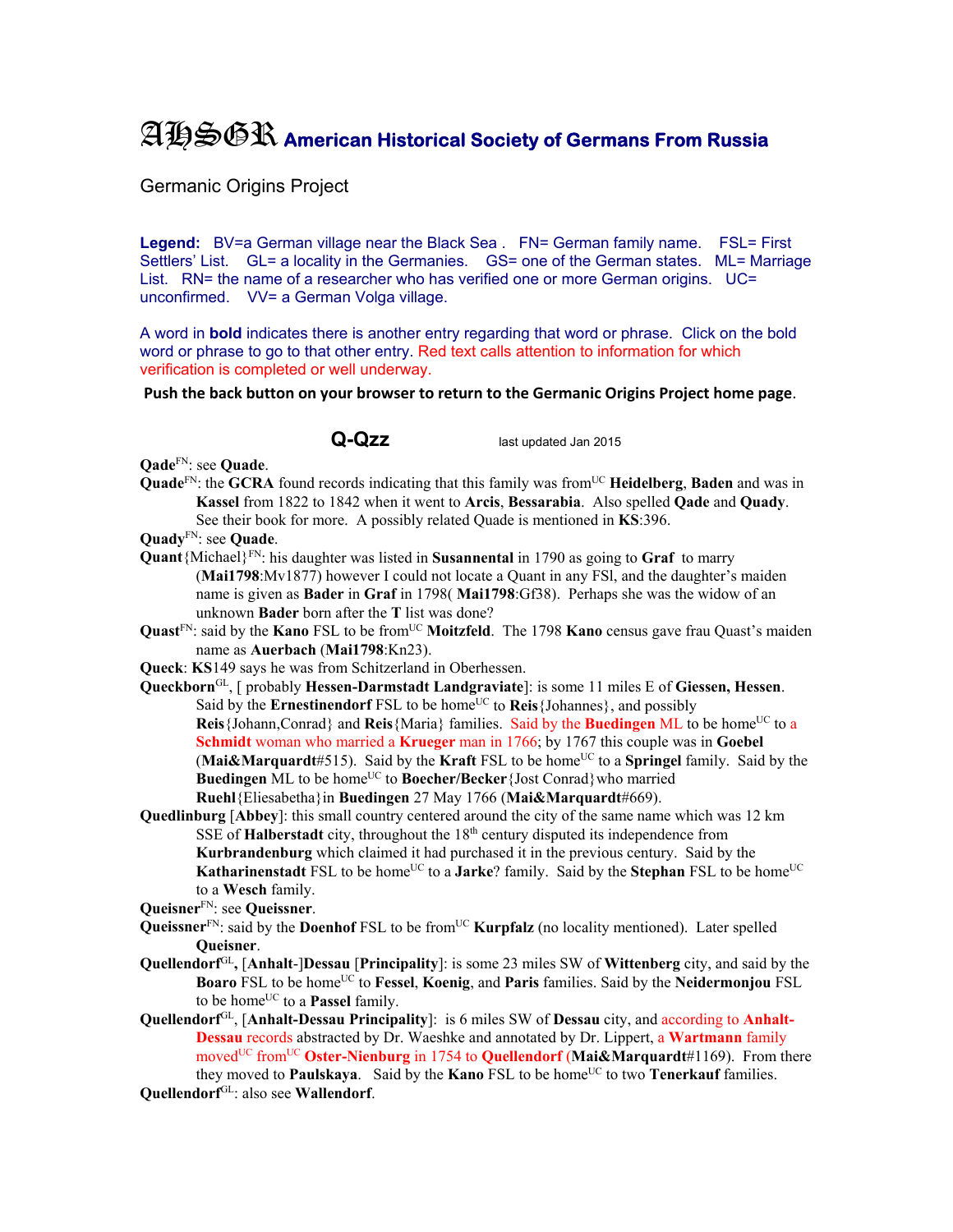# AHSGR American Historical Society of Germans From Russia

Germanic Origins Project

**Legend:** BV=a German village near the Black Sea . FN= German family name. FSL= First Settlers' List. GL= a locality in the Germanies. GS= one of the German states. ML= Marriage List. RN= the name of a researcher who has verified one or more German origins. UC= unconfirmed. VV= a German Volga village.

A word in **bold** indicates there is another entry regarding that word or phrase. Click on the bold word or phrase to go to that other entry. Red text calls attention to information for which verification is completed or well underway.

**Push the back button on your browser to return to the Germanic Origins Project home page.**

## Q-Qzz

last updated Jan 2015

**Qade**[FN]: see **Quade**.

**Quade**[FN]: the **GCRA** found records indicating that this family was from[UC] **Heidelberg**, **Baden** and was in **Kassel** from 1822 to 1842 when it went to **Arcis**, **Bessarabia**. Also spelled **Qade** and **Quady**. See their book for more. A possibly related Quade is mentioned in **KS**:396.

**Quady**[FN]: see **Quade**.

**Quant**{Michael}[FN]: his daughter was listed in **Susannental** in 1790 as going to **Graf** to marry (**Mai1798**:Mv1877) however I could not locate a Quant in any FSl, and the daughter's maiden name is given as **Bader** in **Graf** in 1798( **Mai1798**:Gf38). Perhaps she was the widow of an unknown **Bader** born after the **T** list was done?

**Quast**[FN]: said by the **Kano** FSL to be from[UC] **Moitzfeld**. The 1798 **Kano** census gave frau Quast's maiden name as **Auerbach** (**Mai1798**:Kn23).

**Queck**: **KS**149 says he was from Schitzerland in Oberhessen.

**Queckborn**[GL], [ probably **Hessen-Darmstadt Landgraviate**]: is some 11 miles E of **Giessen, Hessen**. Said by the **Ernestinendorf** FSL to be home[UC] to **Reis**{Johannes}, and possibly **Reis**{Johann,Conrad} and **Reis**{Maria} families. Said by the **Buedingen** ML to be home[UC] to a **Schmidt** woman who married a **Krueger** man in 1766; by 1767 this couple was in **Goebel** (**Mai&Marquardt**#515). Said by the **Kraft** FSL to be home[UC] to a **Springel** family. Said by the **Buedingen** ML to be home[UC] to **Boecher/Becker**{Jost Conrad}who married **Ruehl**{Eliesabetha}in **Buedingen** 27 May 1766 (**Mai&Marquardt**#669).

**Quedlinburg** [**Abbey**]: this small country centered around the city of the same name which was 12 km SSE of **Halberstadt** city, throughout the 18th century disputed its independence from **Kurbrandenburg** which claimed it had purchased it in the previous century. Said by the **Katharinenstadt** FSL to be home[UC] to a **Jarke**? family. Said by the **Stephan** FSL to be home[UC] to a **Wesch** family.

**Queisner**[FN]: see **Queissner**.

**Queissner**[FN]: said by the **Doenhof** FSL to be from[UC] **Kurpfalz** (no locality mentioned). Later spelled **Queisner**.

**Quellendorf**[GL], [**Anhalt**-]**Dessau** [**Principality**]: is some 23 miles SW of **Wittenberg** city, and said by the **Boaro** FSL to be home[UC] to **Fessel**, **Koenig**, and **Paris** families. Said by the **Neidermonjou** FSL to be home[UC] to a **Passel** family.

**Quellendorf**[GL], [**Anhalt-Dessau Principality**]: is 6 miles SW of **Dessau** city, and according to **Anhalt-Dessau** records abstracted by Dr. Waeshke and annotated by Dr. Lippert, a **Wartmann** family moved[UC] from[UC] **Oster-Nienburg** in 1754 to **Quellendorf** (**Mai&Marquardt**#1169). From there they moved to **Paulskaya**. Said by the **Kano** FSL to be home[UC] to two **Tenerkauf** families.

**Quellendorf**[GL]: also see **Wallendorf**.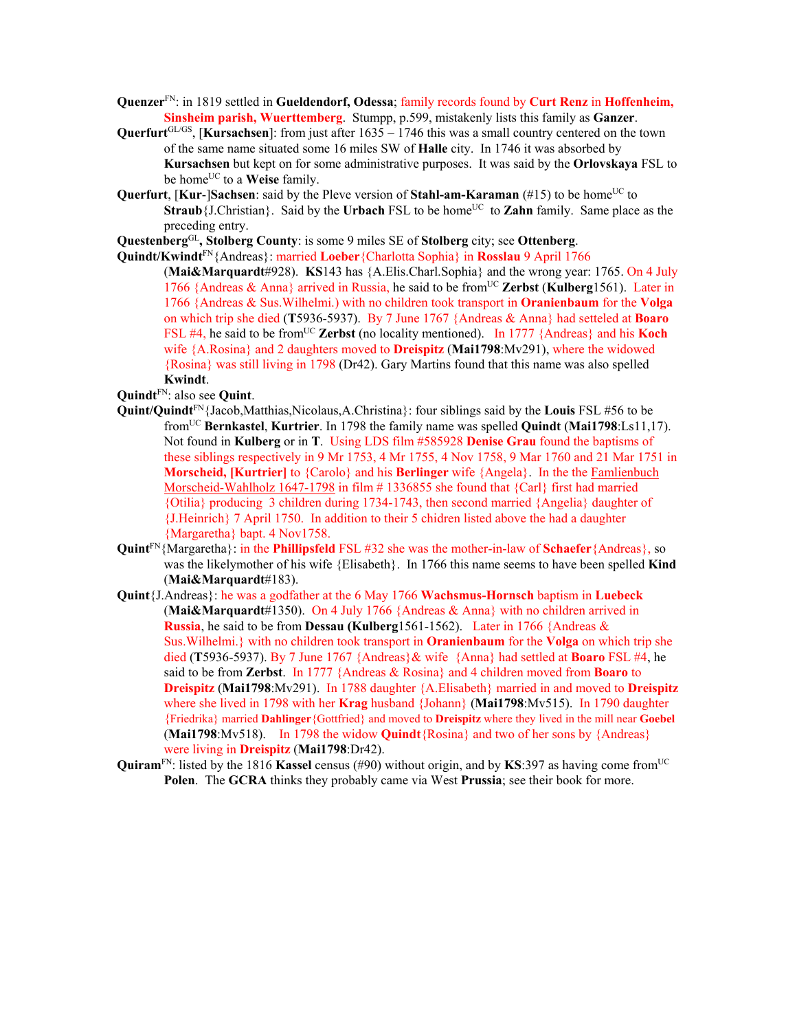**Quenzer**[FN]: in 1819 settled in **Gueldendorf, Odessa**; family records found by **Curt Renz** in **Hoffenheim, Sinsheim parish, Wuerttemberg**. Stumpp, p.599, mistakenly lists this family as **Ganzer**.

**Querfurt**[GL/GS], [**Kursachsen**]: from just after 1635 – 1746 this was a small country centered on the town of the same name situated some 16 miles SW of **Halle** city. In 1746 it was absorbed by **Kursachsen** but kept on for some administrative purposes. It was said by the **Orlovskaya** FSL to be home[UC] to a **Weise** family.

**Querfurt**, [**Kur**-]**Sachsen**: said by the Pleve version of **Stahl-am-Karaman** (#15) to be home[UC] to **Straub**{J.Christian}. Said by the **Urbach** FSL to be home[UC] to **Zahn** family. Same place as the preceding entry.

**Questenberg**[GL]**, Stolberg County**: is some 9 miles SE of **Stolberg** city; see **Ottenberg**.

**Quindt/Kwindt**[FN]{Andreas}: married **Loeber**{Charlotta Sophia} in **Rosslau** 9 April 1766 (**Mai&Marquardt**#928). **KS**143 has {A.Elis.Charl.Sophia} and the wrong year: 1765. On 4 July 1766 {Andreas & Anna} arrived in Russia, he said to be from[UC] **Zerbst** (**Kulberg**1561). Later in 1766 {Andreas & Sus.Wilhelmi.) with no children took transport in **Oranienbaum** for the **Volga** on which trip she died (**T**5936-5937). By 7 June 1767 {Andreas & Anna} had setteled at **Boaro** FSL #4, he said to be from[UC] **Zerbst** (no locality mentioned). In 1777 {Andreas} and his **Koch** wife {A.Rosina} and 2 daughters moved to **Dreispitz** (**Mai1798**:Mv291), where the widowed {Rosina} was still living in 1798 (Dr42). Gary Martins found that this name was also spelled **Kwindt**.

**Quindt**[FN]: also see **Quint**.

**Quint/Quindt**[FN]{Jacob,Matthias,Nicolaus,A.Christina}: four siblings said by the **Louis** FSL #56 to be from[UC] **Bernkastel**, **Kurtrier**. In 1798 the family name was spelled **Quindt** (**Mai1798**:Ls11,17). Not found in **Kulberg** or in **T**. Using LDS film #585928 **Denise Grau** found the baptisms of these siblings respectively in 9 Mr 1753, 4 Mr 1755, 4 Nov 1758, 9 Mar 1760 and 21 Mar 1751 in **Morscheid, [Kurtrier]** to {Carolo} and his **Berlinger** wife {Angela}. In the the Famlienbuch Morscheid-Wahlholz 1647-1798 in film # 1336855 she found that {Carl} first had married {Otilia} producing 3 children during 1734-1743, then second married {Angelia} daughter of {J.Heinrich} 7 April 1750. In addition to their 5 chidren listed above the had a daughter {Margaretha} bapt. 4 Nov1758.

**Quint**[FN]{Margaretha}: in the **Phillipsfeld** FSL #32 she was the mother-in-law of **Schaefer**{Andreas}, so was the likelymother of his wife {Elisabeth}. In 1766 this name seems to have been spelled **Kind** (**Mai&Marquardt**#183).

**Quint**{J.Andreas}: he was a godfather at the 6 May 1766 **Wachsmus-Hornsch** baptism in **Luebeck** (**Mai&Marquardt**#1350). On 4 July 1766 {Andreas & Anna} with no children arrived in **Russia**, he said to be from **Dessau** (**Kulberg**1561-1562). Later in 1766 {Andreas & Sus.Wilhelmi.} with no children took transport in **Oranienbaum** for the **Volga** on which trip she died (**T**5936-5937). By 7 June 1767 {Andreas}& wife {Anna} had settled at **Boaro** FSL #4, he said to be from **Zerbst**. In 1777 {Andreas & Rosina} and 4 children moved from **Boaro** to **Dreispitz** (**Mai1798**:Mv291). In 1788 daughter {A.Elisabeth} married in and moved to **Dreispitz** where she lived in 1798 with her **Krag** husband {Johann} (**Mai1798**:Mv515). In 1790 daughter {Friedrika} married **Dahlinger**{Gottfried} and moved to **Dreispitz** where they lived in the mill near **Goebel** (**Mai1798**:Mv518). In 1798 the widow **Quindt**{Rosina} and two of her sons by {Andreas} were living in **Dreispitz** (**Mai1798**:Dr42).

**Quiram**[FN]: listed by the 1816 **Kassel** census (#90) without origin, and by **KS**:397 as having come from[UC] **Polen**. The **GCRA** thinks they probably came via West **Prussia**; see their book for more.